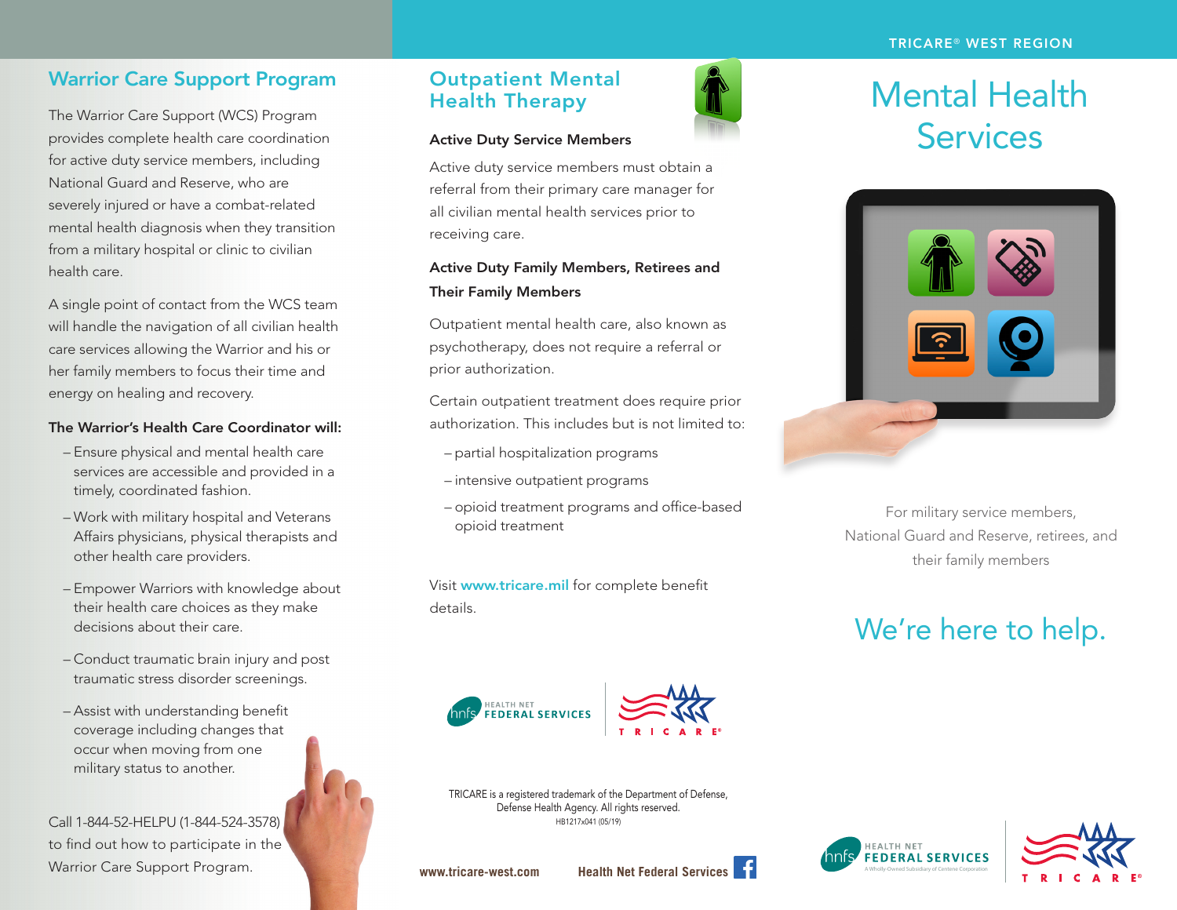## Warrior Care Support Program

The Warrior Care Support (WCS) Program provides complete health care coordination for active duty service members, including National Guard and Reserve, who are severely injured or have a combat-related mental health diagnosis when they transition from a military hospital or clinic to civilian health care.

A single point of contact from the WCS team will handle the navigation of all civilian health care services allowing the Warrior and his or her family members to focus their time and energy on healing and recovery.

**The Warrior's Health Care Coordinator will:**

- Ensure physical and mental health care services are accessible and provided in a timely, coordinated fashion.
- Work with military hospital and Veterans Affairs physicians, physical therapists and other health care providers.
- Empower Warriors with knowledge about their health care choices as they make decisions about their care.
- Conduct traumatic brain injury and post traumatic stress disorder screenings.
- Assist with understanding benefit coverage including changes that occur when moving from one military status to another.

Call 1-844-52-HELPU (1-844-524-3578) to find out how to participate in the Warrior Care Support Program.

## Outpatient Mental Health Therapy

### Active Duty Service Members

Active duty service members must obtain a referral from their primary care manager for all civilian mental health services prior to receiving care.

### Active Duty Family Members, Retirees and Their Family Members

Outpatient mental health care, also known as psychotherapy, does not require a referral or prior authorization.

Certain outpatient treatment does require prior authorization. This includes but is not limited to:

- partial hospitalization programs
- intensive outpatient programs
- opioid treatment programs and office-based opioid treatment

Visit www.tricare.mil for complete benefit details.

HEALTH NET FEDERAL SERVICES | TRICARE

TRICARE is a registered trademark of the Department of Defense, Defense Health Agency. All rights reserved.
HB1217x041 (05/19)

www.tricare-west.com    Health Net Federal Services

TRICARE® WEST REGION

# Mental Health Services

For military service members, National Guard and Reserve, retirees, and their family members

We're here to help.

HEALTH NET FEDERAL SERVICES
A Wholly-Owned Subsidiary of Centene Corporation

TRICARE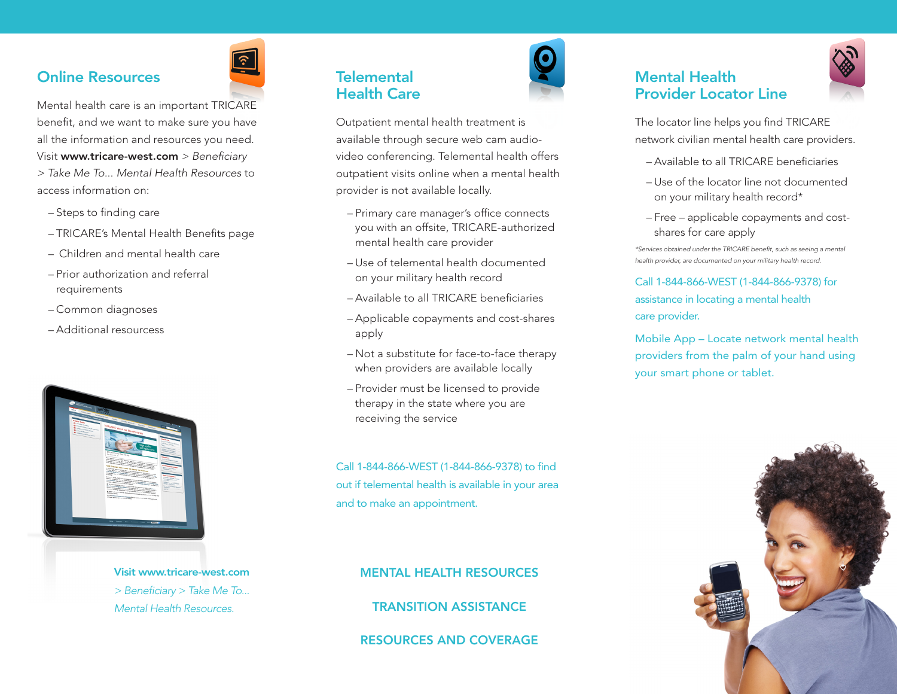## Online Resources

Mental health care is an important TRICARE benefit, and we want to make sure you have all the information and resources you need. Visit **www.tricare-west.com** > *Beneficiary > Take Me To... Mental Health Resources* to access information on:

- Steps to finding care
- TRICARE's Mental Health Benefits page
- Children and mental health care
- Prior authorization and referral requirements
- Common diagnoses
- Additional resourcess

**Visit www.tricare-west.com** *> Beneficiary > Take Me To... Mental Health Resources.*

## Telemental Health Care

Outpatient mental health treatment is available through secure web cam audio-video conferencing. Telemental health offers outpatient visits online when a mental health provider is not available locally.

- Primary care manager's office connects you with an offsite, TRICARE-authorized mental health care provider
- Use of telemental health documented on your military health record
- Available to all TRICARE beneficiaries
- Applicable copayments and cost-shares apply
- Not a substitute for face-to-face therapy when providers are available locally
- Provider must be licensed to provide therapy in the state where you are receiving the service

Call 1-844-866-WEST (1-844-866-9378) to find out if telemental health is available in your area and to make an appointment.

MENTAL HEALTH RESOURCES

TRANSITION ASSISTANCE

RESOURCES AND COVERAGE

## Mental Health Provider Locator Line

The locator line helps you find TRICARE network civilian mental health care providers.

- Available to all TRICARE beneficiaries
- Use of the locator line not documented on your military health record*
- Free – applicable copayments and cost-shares for care apply

*\*Services obtained under the TRICARE benefit, such as seeing a mental health provider, are documented on your military health record.*

Call 1-844-866-WEST (1-844-866-9378) for assistance in locating a mental health care provider.

Mobile App – Locate network mental health providers from the palm of your hand using your smart phone or tablet.